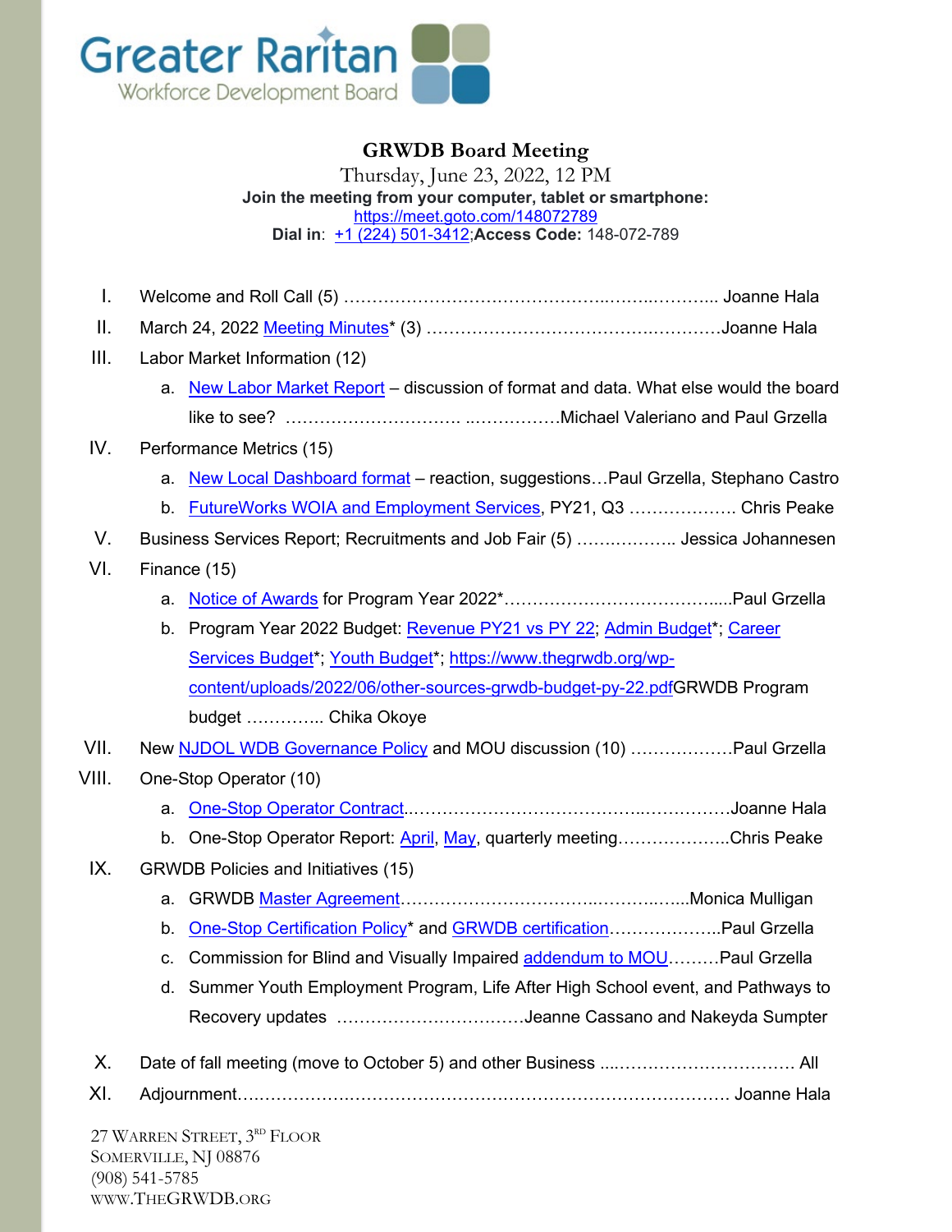Greater Raritan
Workforce Development Board

# GRWDB Board Meeting

Thursday, June 23, 2022, 12 PM

**Join the meeting from your computer, tablet or smartphone:**
https://meet.goto.com/148072789
**Dial in**: +1 (224) 501-3412;**Access Code:** 148-072-789

I. Welcome and Roll Call (5) ……………………………………………………….. Joanne Hala

II. March 24, 2022 Meeting Minutes* (3) ……………………………………………Joanne Hala

III. Labor Market Information (12)
   a. New Labor Market Report – discussion of format and data. What else would the board like to see? …………………………. ……………Michael Valeriano and Paul Grzella

IV. Performance Metrics (15)
   a. New Local Dashboard format – reaction, suggestions…Paul Grzella, Stephano Castro
   b. FutureWorks WOIA and Employment Services, PY21, Q3 ………………. Chris Peake

V. Business Services Report; Recruitments and Job Fair (5) …………….. Jessica Johannesen

VI. Finance (15)
   a. Notice of Awards for Program Year 2022*………………………………....Paul Grzella
   b. Program Year 2022 Budget: Revenue PY21 vs PY 22; Admin Budget*; Career Services Budget*; Youth Budget*; https://www.thegrwdb.org/wp-content/uploads/2022/06/other-sources-grwdb-budget-py-22.pdfGRWDB Program budget ………….. Chika Okoye

VII. New NJDOL WDB Governance Policy and MOU discussion (10) ………………Paul Grzella

VIII. One-Stop Operator (10)
   a. One-Stop Operator Contract.…………………………………………………Joanne Hala
   b. One-Stop Operator Report: April, May, quarterly meeting………………..Chris Peake

IX. GRWDB Policies and Initiatives (15)
   a. GRWDB Master Agreement…………………………………………………Monica Mulligan
   b. One-Stop Certification Policy* and GRWDB certification………………..Paul Grzella
   c. Commission for Blind and Visually Impaired addendum to MOU………Paul Grzella
   d. Summer Youth Employment Program, Life After High School event, and Pathways to Recovery updates ……………………………Jeanne Cassano and Nakeyda Sumpter

X. Date of fall meeting (move to October 5) and other Business ...…………………………. All

XI. Adjournment……………………………………………………………………………. Joanne Hala

27 Warren Street, 3rd Floor
Somerville, NJ 08876
(908) 541-5785
www.TheGRWDB.org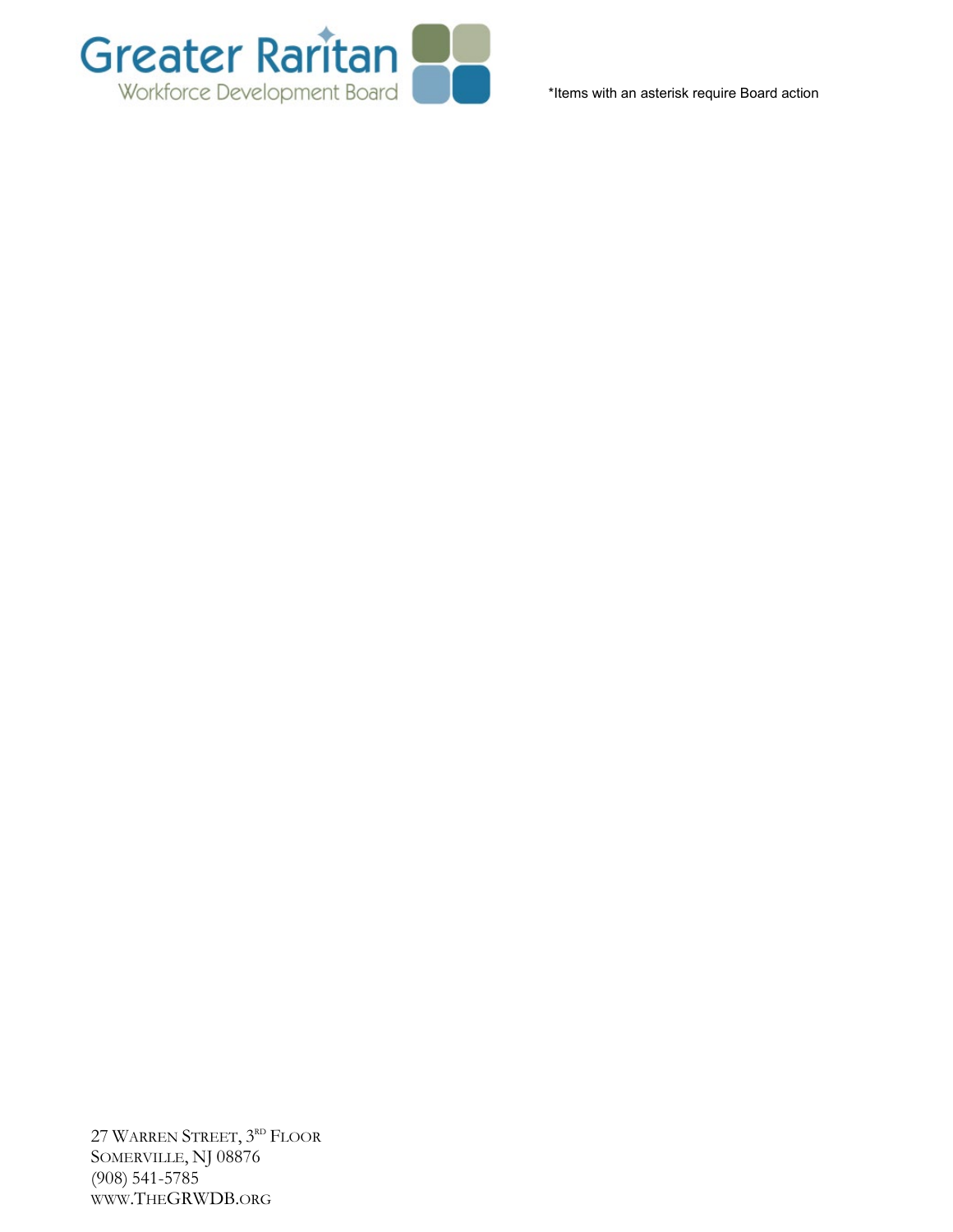Greater Raritan

Workforce Development Board

*Items with an asterisk require Board action

27 Warren Street, 3rd Floor
Somerville, NJ 08876
(908) 541-5785
www.TheGRWDB.org